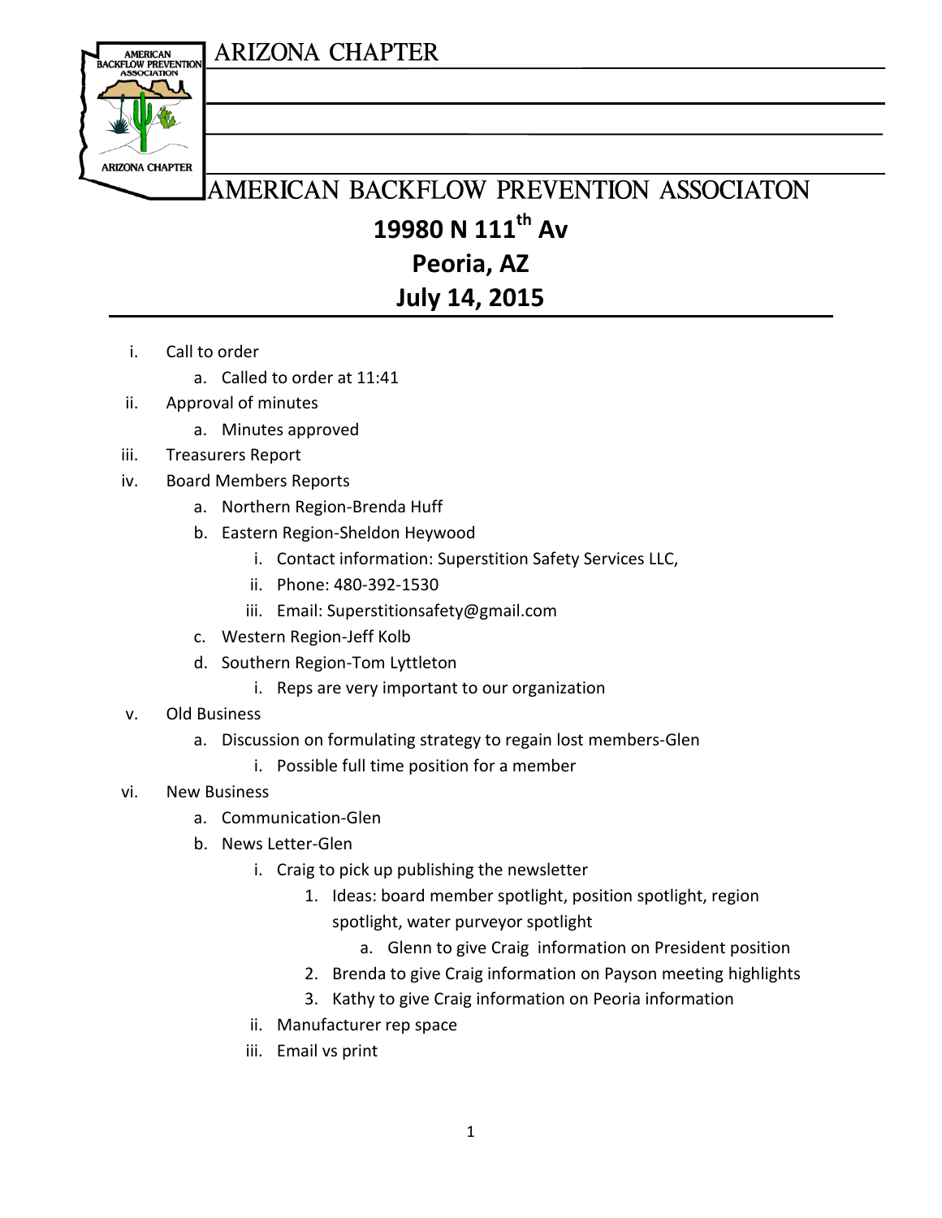ARIZONA CHAPTER

# AMERICAN BACKFLOW PREVENTION ASSOCIATON

## 19980 N 111th Av

## Peoria, AZ

## July 14, 2015

i. Call to order
   a. Called to order at 11:41
ii. Approval of minutes
   a. Minutes approved
iii. Treasurers Report
iv. Board Members Reports
   a. Northern Region-Brenda Huff
   b. Eastern Region-Sheldon Heywood
      i. Contact information: Superstition Safety Services LLC,
      ii. Phone: 480-392-1530
      iii. Email: Superstitionsafety@gmail.com
   c. Western Region-Jeff Kolb
   d. Southern Region-Tom Lyttleton
      i. Reps are very important to our organization
v. Old Business
   a. Discussion on formulating strategy to regain lost members-Glen
      i. Possible full time position for a member
vi. New Business
   a. Communication-Glen
   b. News Letter-Glen
      i. Craig to pick up publishing the newsletter
         1. Ideas: board member spotlight, position spotlight, region spotlight, water purveyor spotlight
            a. Glenn to give Craig information on President position
         2. Brenda to give Craig information on Payson meeting highlights
         3. Kathy to give Craig information on Peoria information
      ii. Manufacturer rep space
      iii. Email vs print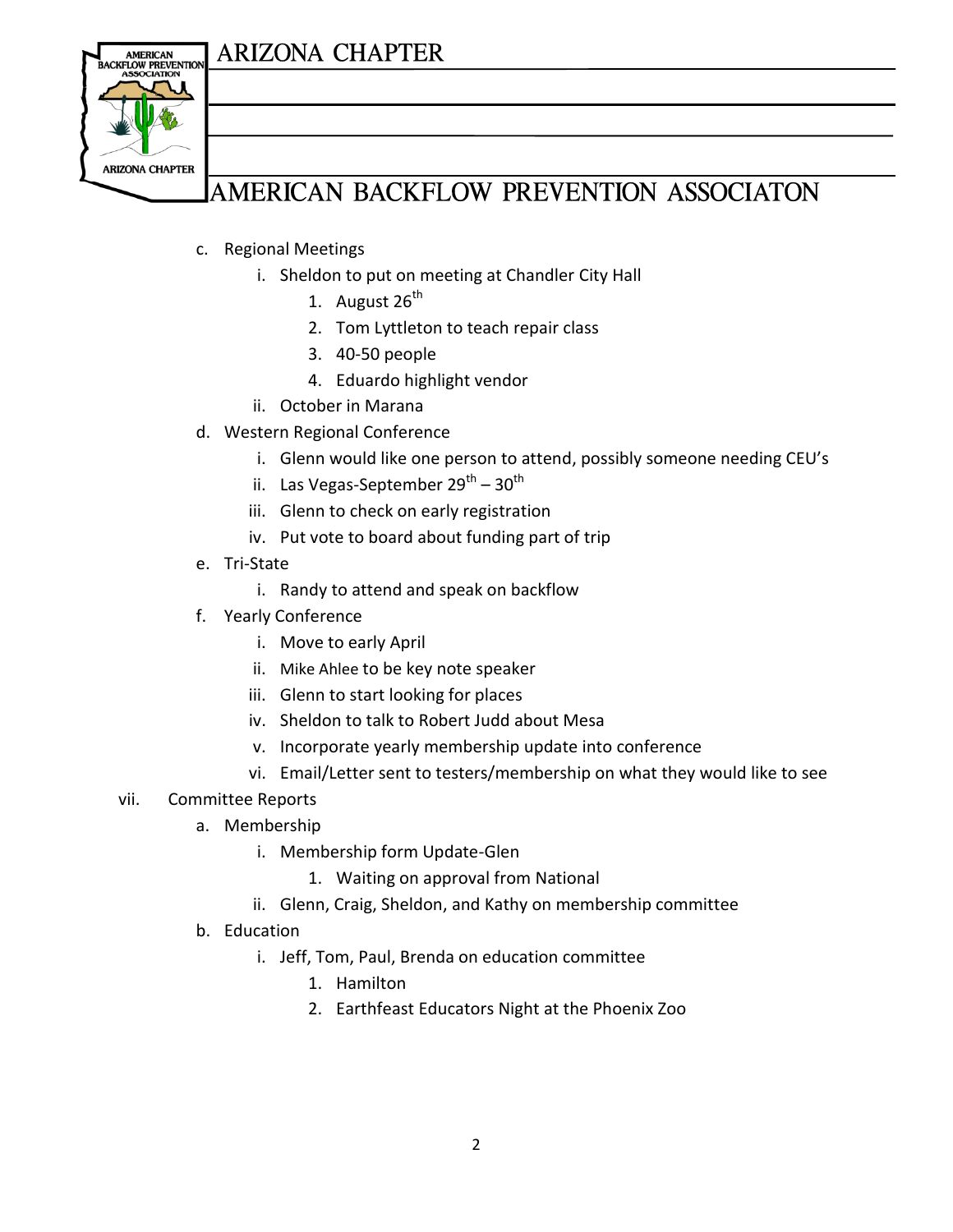c. Regional Meetings
    i. Sheldon to put on meeting at Chandler City Hall
        1. August 26th
        2. Tom Lyttleton to teach repair class
        3. 40-50 people
        4. Eduardo highlight vendor
    ii. October in Marana

d. Western Regional Conference
    i. Glenn would like one person to attend, possibly someone needing CEU's
    ii. Las Vegas-September 29th – 30th
    iii. Glenn to check on early registration
    iv. Put vote to board about funding part of trip

e. Tri-State
    i. Randy to attend and speak on backflow

f. Yearly Conference
    i. Move to early April
    ii. Mike Ahlee to be key note speaker
    iii. Glenn to start looking for places
    iv. Sheldon to talk to Robert Judd about Mesa
    v. Incorporate yearly membership update into conference
    vi. Email/Letter sent to testers/membership on what they would like to see

vii. Committee Reports

a. Membership
    i. Membership form Update-Glen
        1. Waiting on approval from National
    ii. Glenn, Craig, Sheldon, and Kathy on membership committee

b. Education
    i. Jeff, Tom, Paul, Brenda on education committee
        1. Hamilton
        2. Earthfeast Educators Night at the Phoenix Zoo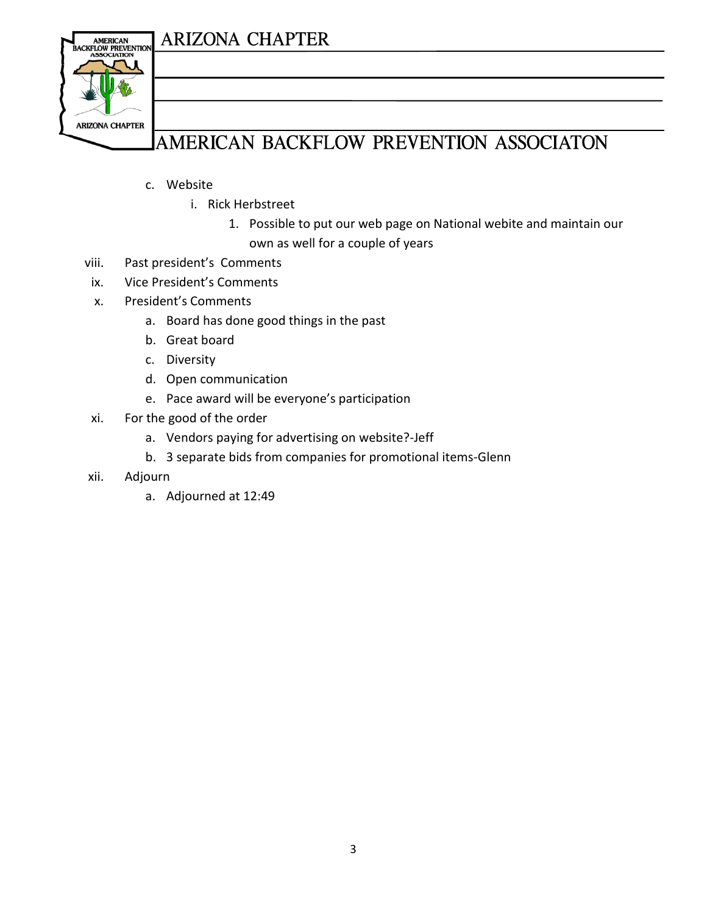ARIZONA CHAPTER

AMERICAN BACKFLOW PREVENTION ASSOCIATON

c. Website
   i. Rick Herbstreet
      1. Possible to put our web page on National webite and maintain our own as well for a couple of years

viii. Past president's Comments

ix. Vice President's Comments

x. President's Comments
   a. Board has done good things in the past
   b. Great board
   c. Diversity
   d. Open communication
   e. Pace award will be everyone's participation

xi. For the good of the order
   a. Vendors paying for advertising on website?-Jeff
   b. 3 separate bids from companies for promotional items-Glenn

xii. Adjourn
   a. Adjourned at 12:49